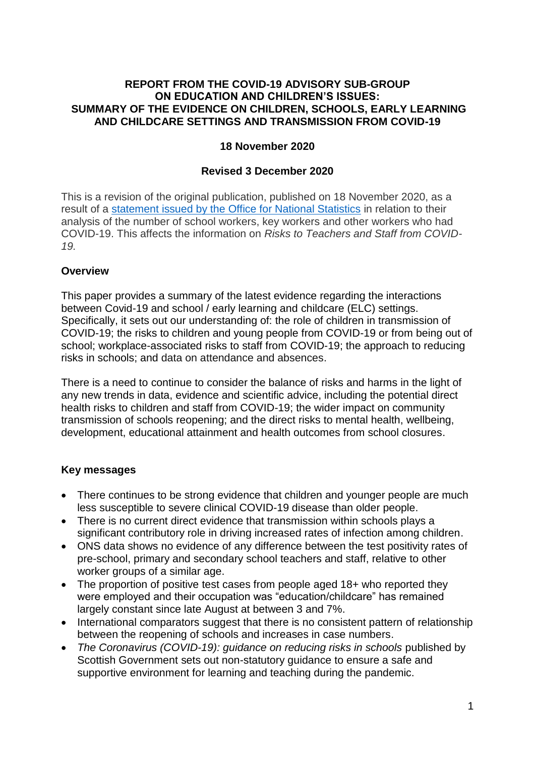# REPORT FROM THE COVID-19 ADVISORY SUB-GROUP ON EDUCATION AND CHILDREN'S ISSUES: SUMMARY OF THE EVIDENCE ON CHILDREN, SCHOOLS, EARLY LEARNING AND CHILDCARE SETTINGS AND TRANSMISSION FROM COVID-19

**18 November 2020**

**Revised 3 December 2020**

This is a revision of the original publication, published on 18 November 2020, as a result of a [statement issued by the Office for National Statistics](statement issued by the Office for National Statistics) in relation to their analysis of the number of school workers, key workers and other workers who had COVID-19. This affects the information on *Risks to Teachers and Staff from COVID-19.*

## Overview

This paper provides a summary of the latest evidence regarding the interactions between Covid-19 and school / early learning and childcare (ELC) settings. Specifically, it sets out our understanding of: the role of children in transmission of COVID-19; the risks to children and young people from COVID-19 or from being out of school; workplace-associated risks to staff from COVID-19; the approach to reducing risks in schools; and data on attendance and absences.

There is a need to continue to consider the balance of risks and harms in the light of any new trends in data, evidence and scientific advice, including the potential direct health risks to children and staff from COVID-19; the wider impact on community transmission of schools reopening; and the direct risks to mental health, wellbeing, development, educational attainment and health outcomes from school closures.

## Key messages

- There continues to be strong evidence that children and younger people are much less susceptible to severe clinical COVID-19 disease than older people.
- There is no current direct evidence that transmission within schools plays a significant contributory role in driving increased rates of infection among children.
- ONS data shows no evidence of any difference between the test positivity rates of pre-school, primary and secondary school teachers and staff, relative to other worker groups of a similar age.
- The proportion of positive test cases from people aged 18+ who reported they were employed and their occupation was "education/childcare" has remained largely constant since late August at between 3 and 7%.
- International comparators suggest that there is no consistent pattern of relationship between the reopening of schools and increases in case numbers.
- *The Coronavirus (COVID-19): guidance on reducing risks in schools* published by Scottish Government sets out non-statutory guidance to ensure a safe and supportive environment for learning and teaching during the pandemic.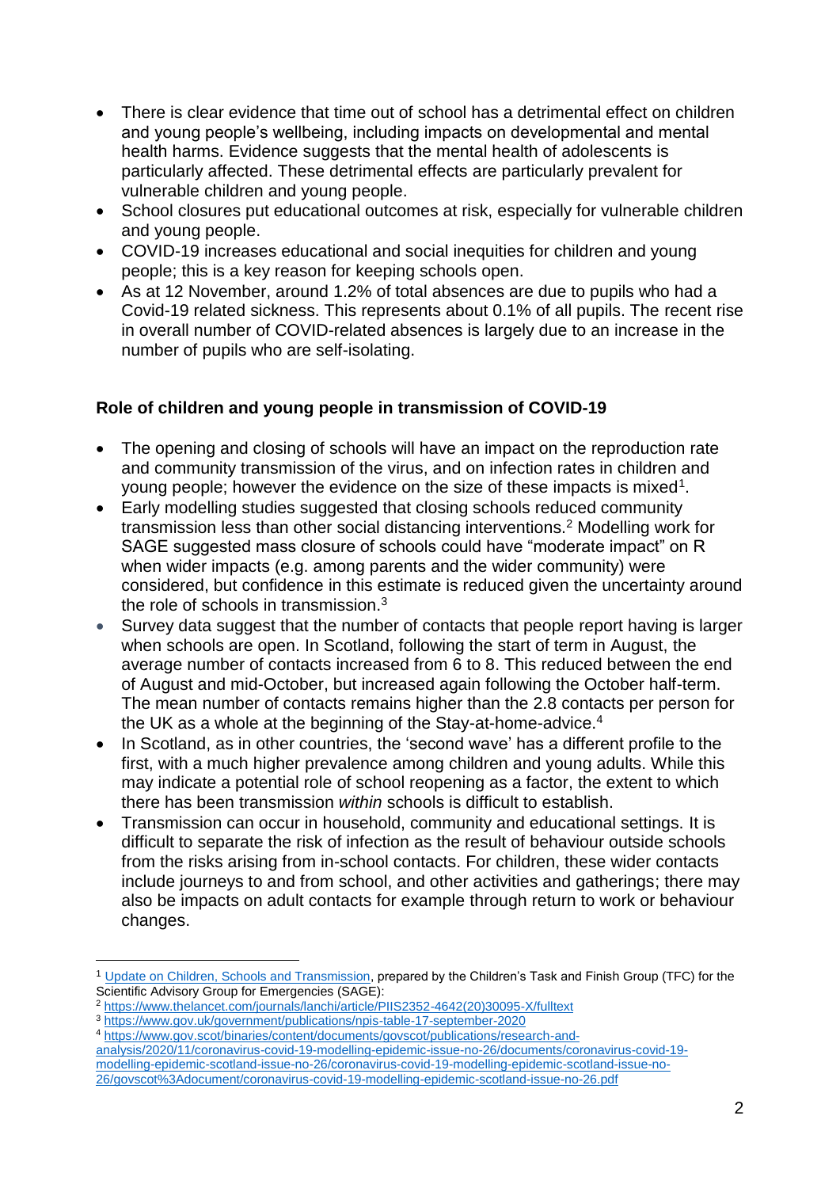- There is clear evidence that time out of school has a detrimental effect on children and young people's wellbeing, including impacts on developmental and mental health harms. Evidence suggests that the mental health of adolescents is particularly affected. These detrimental effects are particularly prevalent for vulnerable children and young people.
- School closures put educational outcomes at risk, especially for vulnerable children and young people.
- COVID-19 increases educational and social inequities for children and young people; this is a key reason for keeping schools open.
- As at 12 November, around 1.2% of total absences are due to pupils who had a Covid-19 related sickness. This represents about 0.1% of all pupils. The recent rise in overall number of COVID-related absences is largely due to an increase in the number of pupils who are self-isolating.

## Role of children and young people in transmission of COVID-19

- The opening and closing of schools will have an impact on the reproduction rate and community transmission of the virus, and on infection rates in children and young people; however the evidence on the size of these impacts is mixed[1].
- Early modelling studies suggested that closing schools reduced community transmission less than other social distancing interventions.[2] Modelling work for SAGE suggested mass closure of schools could have "moderate impact" on R when wider impacts (e.g. among parents and the wider community) were considered, but confidence in this estimate is reduced given the uncertainty around the role of schools in transmission.[3]
- Survey data suggest that the number of contacts that people report having is larger when schools are open. In Scotland, following the start of term in August, the average number of contacts increased from 6 to 8. This reduced between the end of August and mid-October, but increased again following the October half-term. The mean number of contacts remains higher than the 2.8 contacts per person for the UK as a whole at the beginning of the Stay-at-home-advice.[4]
- In Scotland, as in other countries, the 'second wave' has a different profile to the first, with a much higher prevalence among children and young adults. While this may indicate a potential role of school reopening as a factor, the extent to which there has been transmission *within* schools is difficult to establish.
- Transmission can occur in household, community and educational settings. It is difficult to separate the risk of infection as the result of behaviour outside schools from the risks arising from in-school contacts. For children, these wider contacts include journeys to and from school, and other activities and gatherings; there may also be impacts on adult contacts for example through return to work or behaviour changes.

---

[1] Update on Children, Schools and Transmission, prepared by the Children's Task and Finish Group (TFC) for the Scientific Advisory Group for Emergencies (SAGE):

[2] https://www.thelancet.com/journals/lanchi/article/PIIS2352-4642(20)30095-X/fulltext

[3] https://www.gov.uk/government/publications/npis-table-17-september-2020

[4] https://www.gov.scot/binaries/content/documents/govscot/publications/research-and-analysis/2020/11/coronavirus-covid-19-modelling-epidemic-issue-no-26/documents/coronavirus-covid-19-modelling-epidemic-scotland-issue-no-26/coronavirus-covid-19-modelling-epidemic-scotland-issue-no-26/govscot%3Adocument/coronavirus-covid-19-modelling-epidemic-scotland-issue-no-26.pdf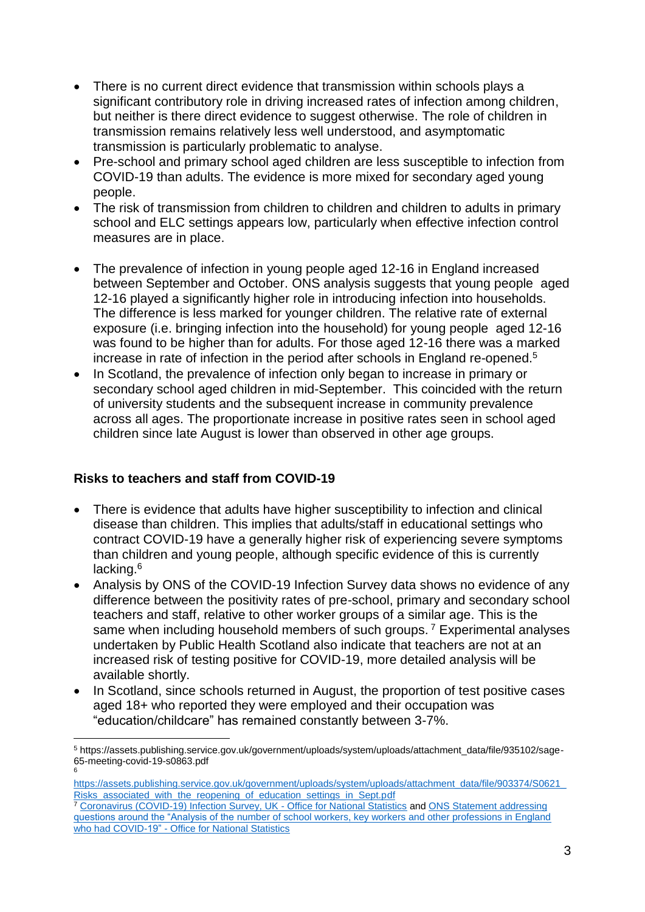- There is no current direct evidence that transmission within schools plays a significant contributory role in driving increased rates of infection among children, but neither is there direct evidence to suggest otherwise. The role of children in transmission remains relatively less well understood, and asymptomatic transmission is particularly problematic to analyse.
- Pre-school and primary school aged children are less susceptible to infection from COVID-19 than adults. The evidence is more mixed for secondary aged young people.
- The risk of transmission from children to children and children to adults in primary school and ELC settings appears low, particularly when effective infection control measures are in place.
- The prevalence of infection in young people aged 12-16 in England increased between September and October. ONS analysis suggests that young people aged 12-16 played a significantly higher role in introducing infection into households. The difference is less marked for younger children. The relative rate of external exposure (i.e. bringing infection into the household) for young people aged 12-16 was found to be higher than for adults. For those aged 12-16 there was a marked increase in rate of infection in the period after schools in England re-opened.[5]
- In Scotland, the prevalence of infection only began to increase in primary or secondary school aged children in mid-September. This coincided with the return of university students and the subsequent increase in community prevalence across all ages. The proportionate increase in positive rates seen in school aged children since late August is lower than observed in other age groups.

**Risks to teachers and staff from COVID-19**

- There is evidence that adults have higher susceptibility to infection and clinical disease than children. This implies that adults/staff in educational settings who contract COVID-19 have a generally higher risk of experiencing severe symptoms than children and young people, although specific evidence of this is currently lacking.[6]
- Analysis by ONS of the COVID-19 Infection Survey data shows no evidence of any difference between the positivity rates of pre-school, primary and secondary school teachers and staff, relative to other worker groups of a similar age. This is the same when including household members of such groups.[7] Experimental analyses undertaken by Public Health Scotland also indicate that teachers are not at an increased risk of testing positive for COVID-19, more detailed analysis will be available shortly.
- In Scotland, since schools returned in August, the proportion of test positive cases aged 18+ who reported they were employed and their occupation was "education/childcare" has remained constantly between 3-7%.

---

[5] https://assets.publishing.service.gov.uk/government/uploads/system/uploads/attachment_data/file/935102/sage-65-meeting-covid-19-s0863.pdf

[6] https://assets.publishing.service.gov.uk/government/uploads/system/uploads/attachment_data/file/903374/S0621_Risks_associated_with_the_reopening_of_education_settings_in_Sept.pdf

[7] Coronavirus (COVID-19) Infection Survey, UK - Office for National Statistics and ONS Statement addressing questions around the "Analysis of the number of school workers, key workers and other professions in England who had COVID-19" - Office for National Statistics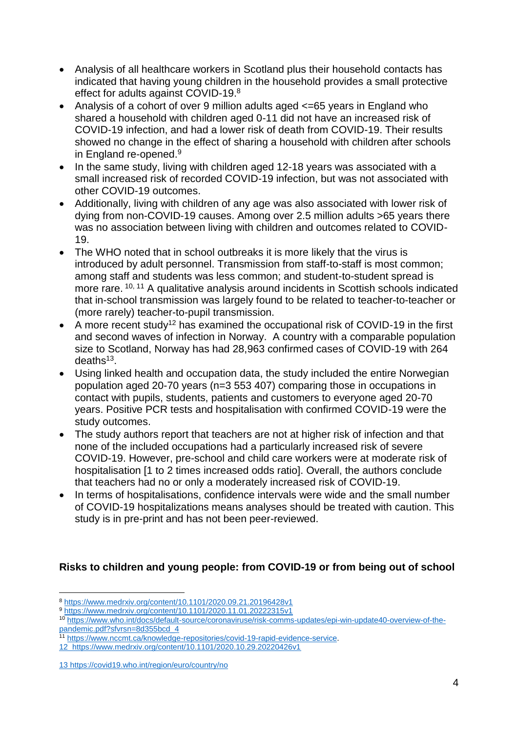- Analysis of all healthcare workers in Scotland plus their household contacts has indicated that having young children in the household provides a small protective effect for adults against COVID-19.[8]
- Analysis of a cohort of over 9 million adults aged <=65 years in England who shared a household with children aged 0-11 did not have an increased risk of COVID-19 infection, and had a lower risk of death from COVID-19. Their results showed no change in the effect of sharing a household with children after schools in England re-opened.[9]
- In the same study, living with children aged 12-18 years was associated with a small increased risk of recorded COVID-19 infection, but was not associated with other COVID-19 outcomes.
- Additionally, living with children of any age was also associated with lower risk of dying from non-COVID-19 causes. Among over 2.5 million adults >65 years there was no association between living with children and outcomes related to COVID-19.
- The WHO noted that in school outbreaks it is more likely that the virus is introduced by adult personnel. Transmission from staff-to-staff is most common; among staff and students was less common; and student-to-student spread is more rare. [10, 11] A qualitative analysis around incidents in Scottish schools indicated that in-school transmission was largely found to be related to teacher-to-teacher or (more rarely) teacher-to-pupil transmission.
- A more recent study[12] has examined the occupational risk of COVID-19 in the first and second waves of infection in Norway. A country with a comparable population size to Scotland, Norway has had 28,963 confirmed cases of COVID-19 with 264 deaths[13].
- Using linked health and occupation data, the study included the entire Norwegian population aged 20-70 years (n=3 553 407) comparing those in occupations in contact with pupils, students, patients and customers to everyone aged 20-70 years. Positive PCR tests and hospitalisation with confirmed COVID-19 were the study outcomes.
- The study authors report that teachers are not at higher risk of infection and that none of the included occupations had a particularly increased risk of severe COVID-19. However, pre-school and child care workers were at moderate risk of hospitalisation [1 to 2 times increased odds ratio]. Overall, the authors conclude that teachers had no or only a moderately increased risk of COVID-19.
- In terms of hospitalisations, confidence intervals were wide and the small number of COVID-19 hospitalizations means analyses should be treated with caution. This study is in pre-print and has not been peer-reviewed.

**Risks to children and young people: from COVID-19 or from being out of school**

---

[8] https://www.medrxiv.org/content/10.1101/2020.09.21.20196428v1

[9] https://www.medrxiv.org/content/10.1101/2020.11.01.20222315v1

[10] https://www.who.int/docs/default-source/coronaviruse/risk-comms-updates/epi-win-update40-overview-of-the-pandemic.pdf?sfvrsn=8d355bcd_4

[11] https://www.nccmt.ca/knowledge-repositories/covid-19-rapid-evidence-service.

[12] https://www.medrxiv.org/content/10.1101/2020.10.29.20220426v1

[13] https://covid19.who.int/region/euro/country/no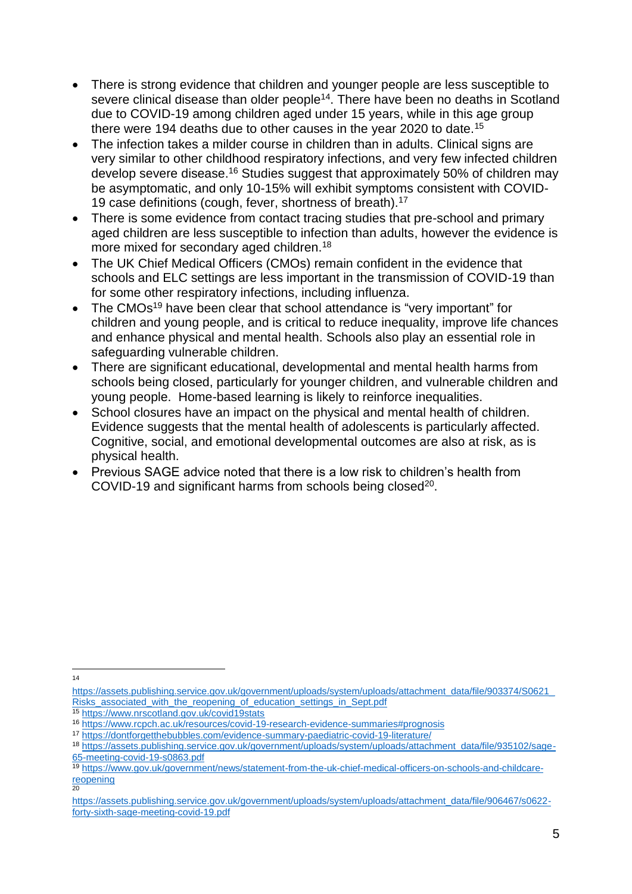- There is strong evidence that children and younger people are less susceptible to severe clinical disease than older people[14]. There have been no deaths in Scotland due to COVID-19 among children aged under 15 years, while in this age group there were 194 deaths due to other causes in the year 2020 to date.[15]
- The infection takes a milder course in children than in adults. Clinical signs are very similar to other childhood respiratory infections, and very few infected children develop severe disease.[16] Studies suggest that approximately 50% of children may be asymptomatic, and only 10-15% will exhibit symptoms consistent with COVID-19 case definitions (cough, fever, shortness of breath).[17]
- There is some evidence from contact tracing studies that pre-school and primary aged children are less susceptible to infection than adults, however the evidence is more mixed for secondary aged children.[18]
- The UK Chief Medical Officers (CMOs) remain confident in the evidence that schools and ELC settings are less important in the transmission of COVID-19 than for some other respiratory infections, including influenza.
- The CMOs[19] have been clear that school attendance is "very important" for children and young people, and is critical to reduce inequality, improve life chances and enhance physical and mental health. Schools also play an essential role in safeguarding vulnerable children.
- There are significant educational, developmental and mental health harms from schools being closed, particularly for younger children, and vulnerable children and young people. Home-based learning is likely to reinforce inequalities.
- School closures have an impact on the physical and mental health of children. Evidence suggests that the mental health of adolescents is particularly affected. Cognitive, social, and emotional developmental outcomes are also at risk, as is physical health.
- Previous SAGE advice noted that there is a low risk to children's health from COVID-19 and significant harms from schools being closed[20].

---

[14] https://assets.publishing.service.gov.uk/government/uploads/system/uploads/attachment_data/file/903374/S0621_Risks_associated_with_the_reopening_of_education_settings_in_Sept.pdf

[15] https://www.nrscotland.gov.uk/covid19stats

[16] https://www.rcpch.ac.uk/resources/covid-19-research-evidence-summaries#prognosis

[17] https://dontforgetthebubbles.com/evidence-summary-paediatric-covid-19-literature/

[18] https://assets.publishing.service.gov.uk/government/uploads/system/uploads/attachment_data/file/935102/sage-65-meeting-covid-19-s0863.pdf

[19] https://www.gov.uk/government/news/statement-from-the-uk-chief-medical-officers-on-schools-and-childcare-reopening

[20] https://assets.publishing.service.gov.uk/government/uploads/system/uploads/attachment_data/file/906467/s0622-forty-sixth-sage-meeting-covid-19.pdf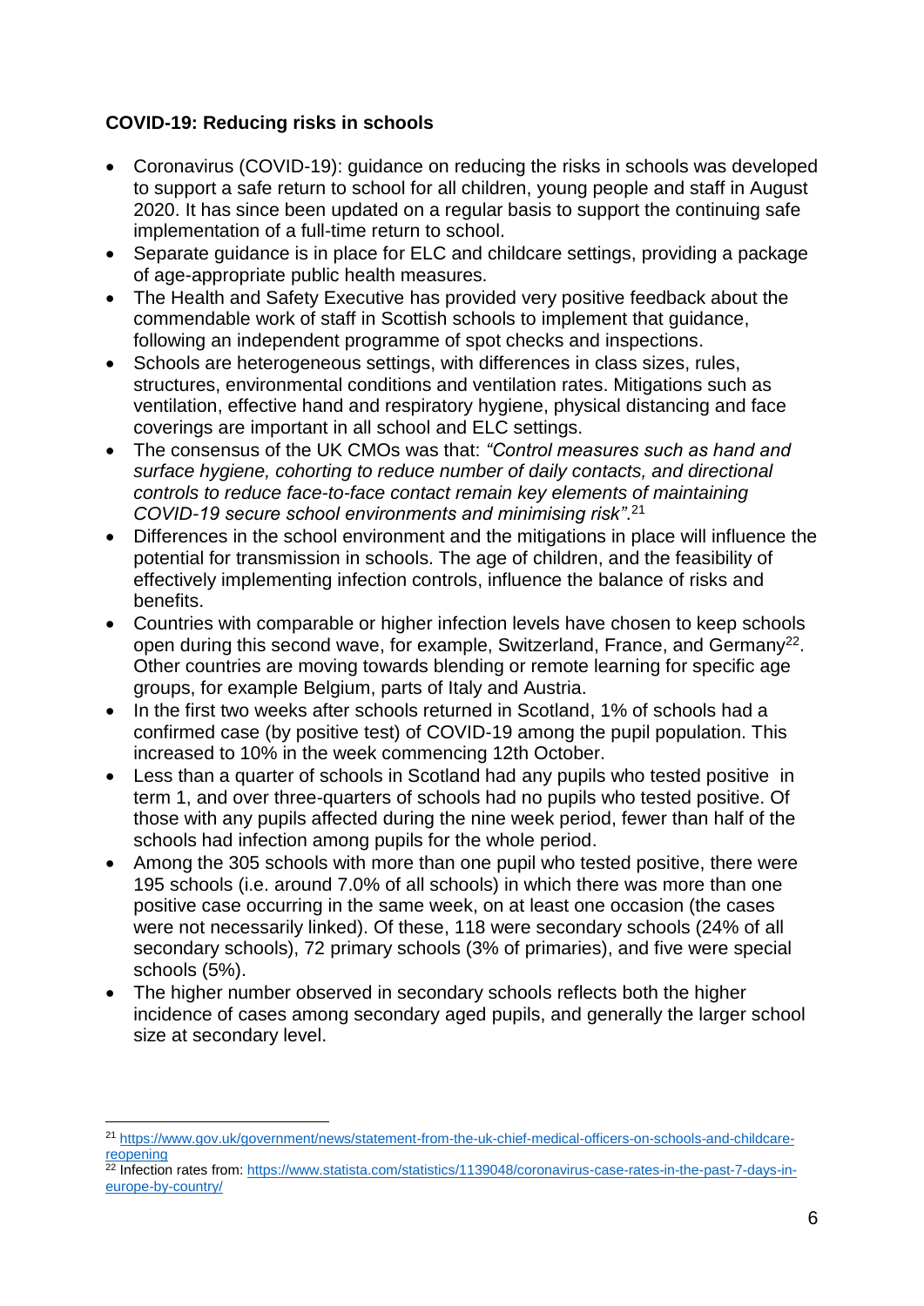**COVID-19: Reducing risks in schools**

- Coronavirus (COVID-19): guidance on reducing the risks in schools was developed to support a safe return to school for all children, young people and staff in August 2020. It has since been updated on a regular basis to support the continuing safe implementation of a full-time return to school.
- Separate guidance is in place for ELC and childcare settings, providing a package of age-appropriate public health measures.
- The Health and Safety Executive has provided very positive feedback about the commendable work of staff in Scottish schools to implement that guidance, following an independent programme of spot checks and inspections.
- Schools are heterogeneous settings, with differences in class sizes, rules, structures, environmental conditions and ventilation rates. Mitigations such as ventilation, effective hand and respiratory hygiene, physical distancing and face coverings are important in all school and ELC settings.
- The consensus of the UK CMOs was that: *"Control measures such as hand and surface hygiene, cohorting to reduce number of daily contacts, and directional controls to reduce face-to-face contact remain key elements of maintaining COVID-19 secure school environments and minimising risk"*.[21]
- Differences in the school environment and the mitigations in place will influence the potential for transmission in schools. The age of children, and the feasibility of effectively implementing infection controls, influence the balance of risks and benefits.
- Countries with comparable or higher infection levels have chosen to keep schools open during this second wave, for example, Switzerland, France, and Germany[22]. Other countries are moving towards blending or remote learning for specific age groups, for example Belgium, parts of Italy and Austria.
- In the first two weeks after schools returned in Scotland, 1% of schools had a confirmed case (by positive test) of COVID-19 among the pupil population. This increased to 10% in the week commencing 12th October.
- Less than a quarter of schools in Scotland had any pupils who tested positive in term 1, and over three-quarters of schools had no pupils who tested positive. Of those with any pupils affected during the nine week period, fewer than half of the schools had infection among pupils for the whole period.
- Among the 305 schools with more than one pupil who tested positive, there were 195 schools (i.e. around 7.0% of all schools) in which there was more than one positive case occurring in the same week, on at least one occasion (the cases were not necessarily linked). Of these, 118 were secondary schools (24% of all secondary schools), 72 primary schools (3% of primaries), and five were special schools (5%).
- The higher number observed in secondary schools reflects both the higher incidence of cases among secondary aged pupils, and generally the larger school size at secondary level.

---

[21] https://www.gov.uk/government/news/statement-from-the-uk-chief-medical-officers-on-schools-and-childcare-reopening

[22] Infection rates from: https://www.statista.com/statistics/1139048/coronavirus-case-rates-in-the-past-7-days-in-europe-by-country/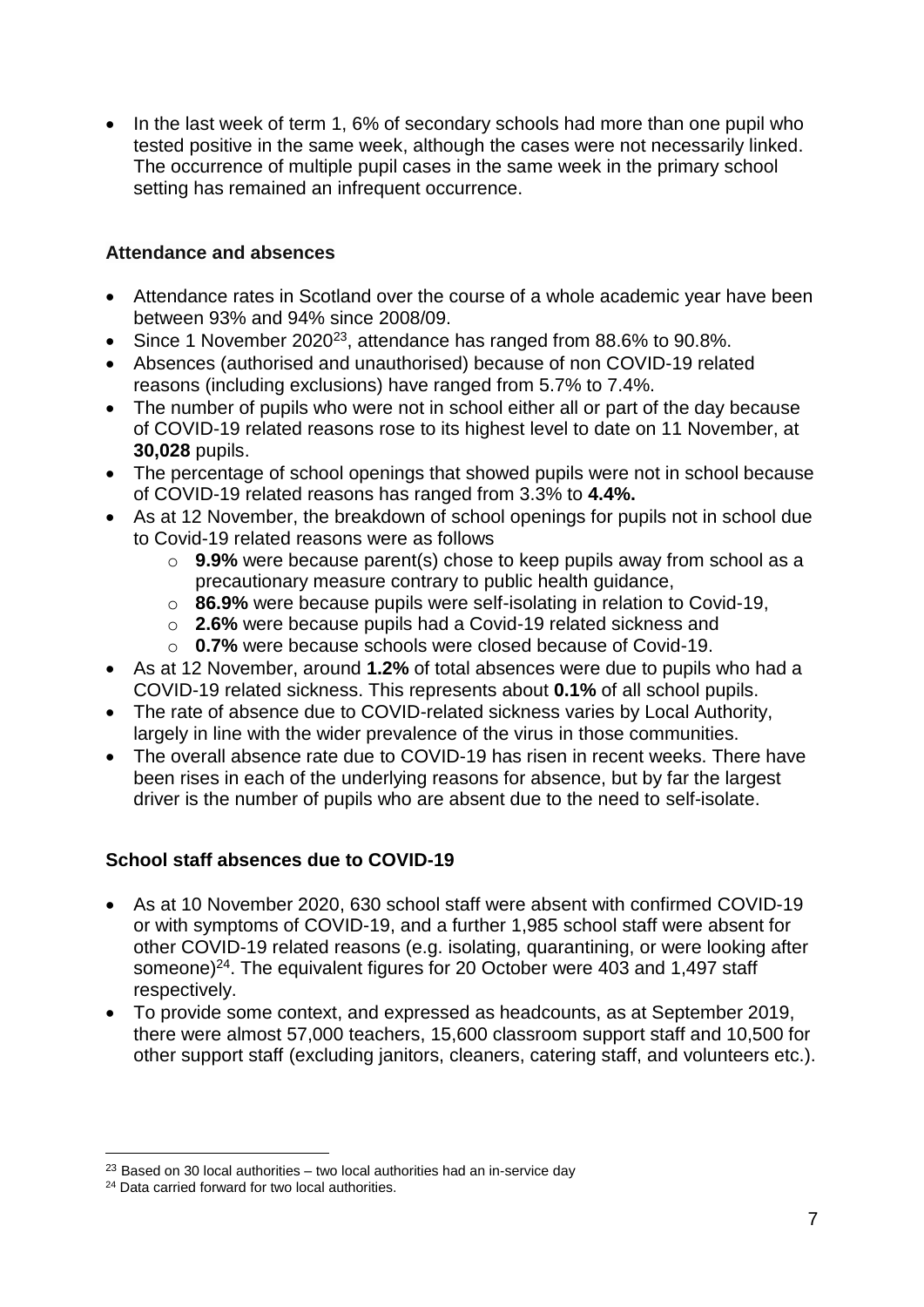- In the last week of term 1, 6% of secondary schools had more than one pupil who tested positive in the same week, although the cases were not necessarily linked. The occurrence of multiple pupil cases in the same week in the primary school setting has remained an infrequent occurrence.

### Attendance and absences

- Attendance rates in Scotland over the course of a whole academic year have been between 93% and 94% since 2008/09.
- Since 1 November 2020[23], attendance has ranged from 88.6% to 90.8%.
- Absences (authorised and unauthorised) because of non COVID-19 related reasons (including exclusions) have ranged from 5.7% to 7.4%.
- The number of pupils who were not in school either all or part of the day because of COVID-19 related reasons rose to its highest level to date on 11 November, at **30,028** pupils.
- The percentage of school openings that showed pupils were not in school because of COVID-19 related reasons has ranged from 3.3% to **4.4%.**
- As at 12 November, the breakdown of school openings for pupils not in school due to Covid-19 related reasons were as follows
    - **9.9%** were because parent(s) chose to keep pupils away from school as a precautionary measure contrary to public health guidance,
    - **86.9%** were because pupils were self-isolating in relation to Covid-19,
    - **2.6%** were because pupils had a Covid-19 related sickness and
    - **0.7%** were because schools were closed because of Covid-19.
- As at 12 November, around **1.2%** of total absences were due to pupils who had a COVID-19 related sickness. This represents about **0.1%** of all school pupils.
- The rate of absence due to COVID-related sickness varies by Local Authority, largely in line with the wider prevalence of the virus in those communities.
- The overall absence rate due to COVID-19 has risen in recent weeks. There have been rises in each of the underlying reasons for absence, but by far the largest driver is the number of pupils who are absent due to the need to self-isolate.

### School staff absences due to COVID-19

- As at 10 November 2020, 630 school staff were absent with confirmed COVID-19 or with symptoms of COVID-19, and a further 1,985 school staff were absent for other COVID-19 related reasons (e.g. isolating, quarantining, or were looking after someone)[24]. The equivalent figures for 20 October were 403 and 1,497 staff respectively.
- To provide some context, and expressed as headcounts, as at September 2019, there were almost 57,000 teachers, 15,600 classroom support staff and 10,500 for other support staff (excluding janitors, cleaners, catering staff, and volunteers etc.).

---

[23] Based on 30 local authorities – two local authorities had an in-service day

[24] Data carried forward for two local authorities.